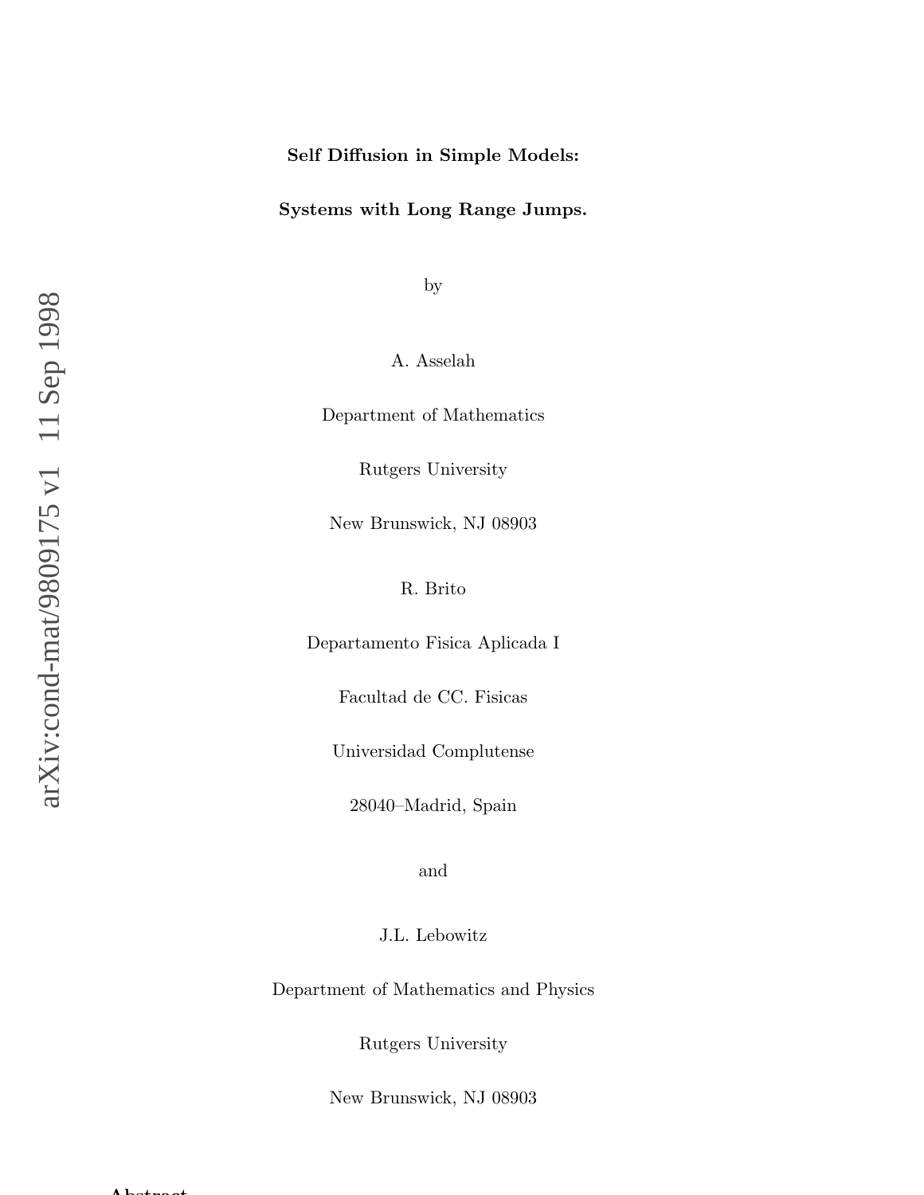**Self Diffusion in Simple Models:**

**Systems with Long Range Jumps.**

by

A. Asselah

Department of Mathematics

Rutgers University

New Brunswick, NJ 08903

R. Brito

Departamento Fisica Aplicada I

Facultad de CC. Fisicas

Universidad Complutense

28040–Madrid, Spain

and

J.L. Lebowitz

Department of Mathematics and Physics

Rutgers University

New Brunswick, NJ 08903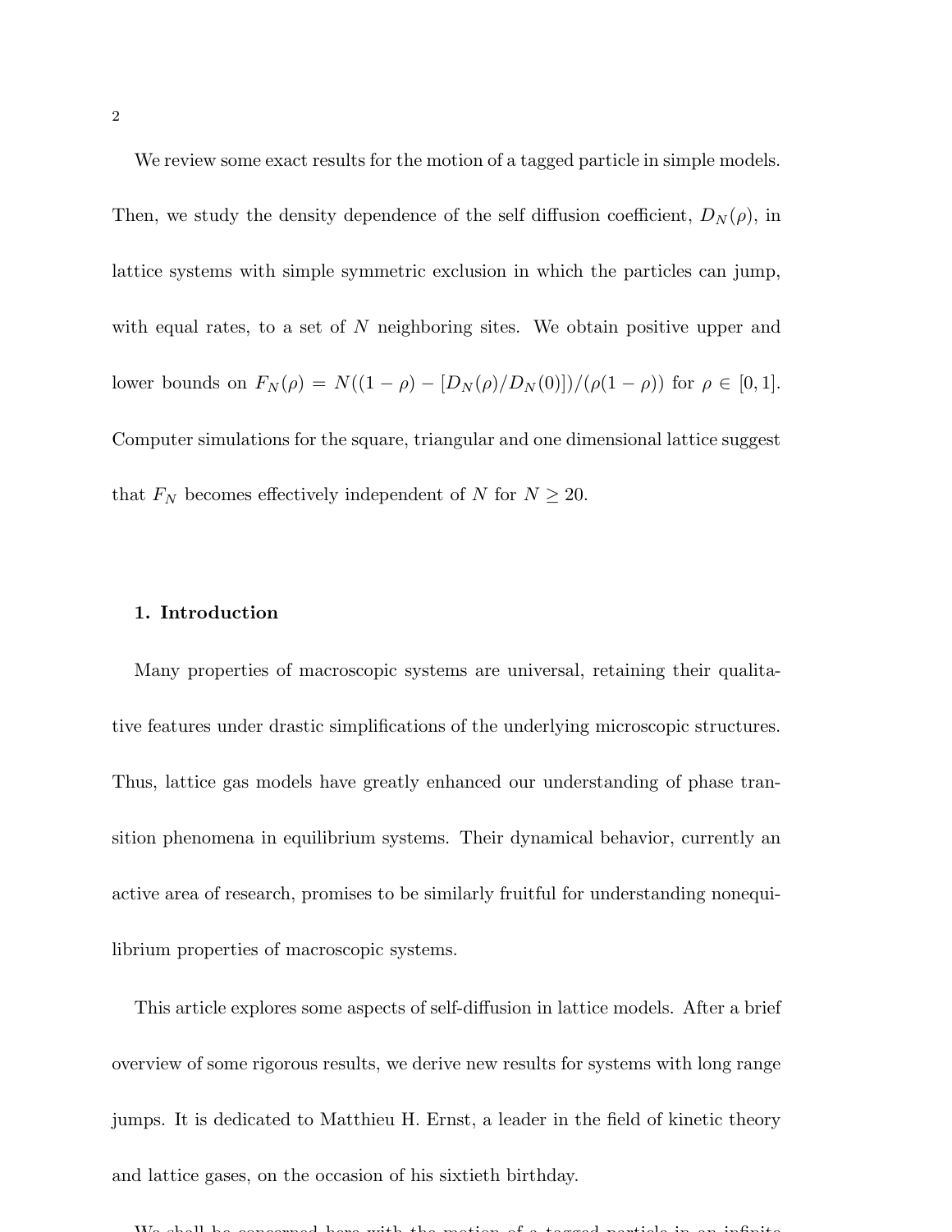We review some exact results for the motion of a tagged particle in simple models. Then, we study the density dependence of the self diffusion coefficient, $D_N(\rho)$, in lattice systems with simple symmetric exclusion in which the particles can jump, with equal rates, to a set of $N$ neighboring sites. We obtain positive upper and lower bounds on $F_N(\rho) = N((1-\rho) - [D_N(\rho)/D_N(0)])/(\rho(1-\rho))$ for $\rho \in [0,1]$. Computer simulations for the square, triangular and one dimensional lattice suggest that $F_N$ becomes effectively independent of $N$ for $N \geq 20$.

## 1. Introduction

Many properties of macroscopic systems are universal, retaining their qualitative features under drastic simplifications of the underlying microscopic structures. Thus, lattice gas models have greatly enhanced our understanding of phase transition phenomena in equilibrium systems. Their dynamical behavior, currently an active area of research, promises to be similarly fruitful for understanding nonequilibrium properties of macroscopic systems.

This article explores some aspects of self-diffusion in lattice models. After a brief overview of some rigorous results, we derive new results for systems with long range jumps. It is dedicated to Matthieu H. Ernst, a leader in the field of kinetic theory and lattice gases, on the occasion of his sixtieth birthday.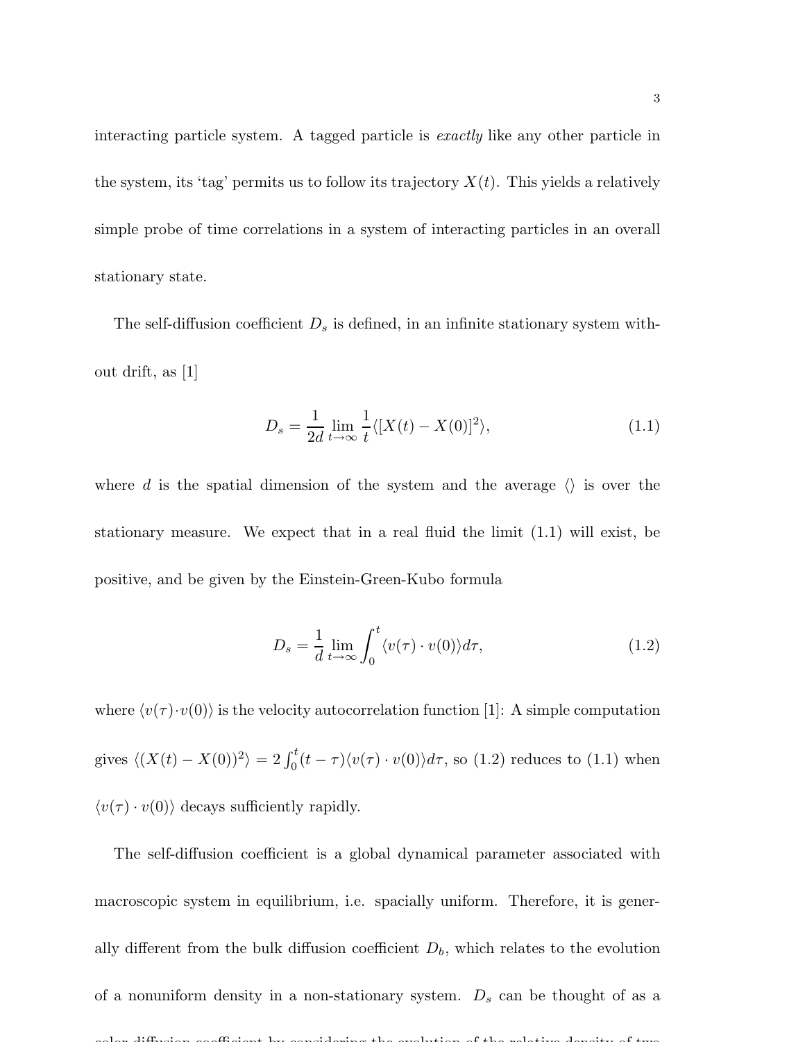interacting particle system. A tagged particle is *exactly* like any other particle in the system, its 'tag' permits us to follow its trajectory $X(t)$. This yields a relatively simple probe of time correlations in a system of interacting particles in an overall stationary state.

The self-diffusion coefficient $D_s$ is defined, in an infinite stationary system without drift, as [1]

$$D_s = \frac{1}{2d} \lim_{t\to\infty} \frac{1}{t} \langle [X(t) - X(0)]^2 \rangle, \tag{1.1}$$

where $d$ is the spatial dimension of the system and the average $\langle\rangle$ is over the stationary measure. We expect that in a real fluid the limit (1.1) will exist, be positive, and be given by the Einstein-Green-Kubo formula

$$D_s = \frac{1}{d} \lim_{t\to\infty} \int_0^t \langle v(\tau) \cdot v(0) \rangle d\tau, \tag{1.2}$$

where $\langle v(\tau) \cdot v(0) \rangle$ is the velocity autocorrelation function [1]: A simple computation gives $\langle (X(t) - X(0))^2 \rangle = 2 \int_0^t (t - \tau) \langle v(\tau) \cdot v(0) \rangle d\tau$, so (1.2) reduces to (1.1) when $\langle v(\tau) \cdot v(0) \rangle$ decays sufficiently rapidly.

The self-diffusion coefficient is a global dynamical parameter associated with macroscopic system in equilibrium, i.e. spacially uniform. Therefore, it is generally different from the bulk diffusion coefficient $D_b$, which relates to the evolution of a nonuniform density in a non-stationary system. $D_s$ can be thought of as a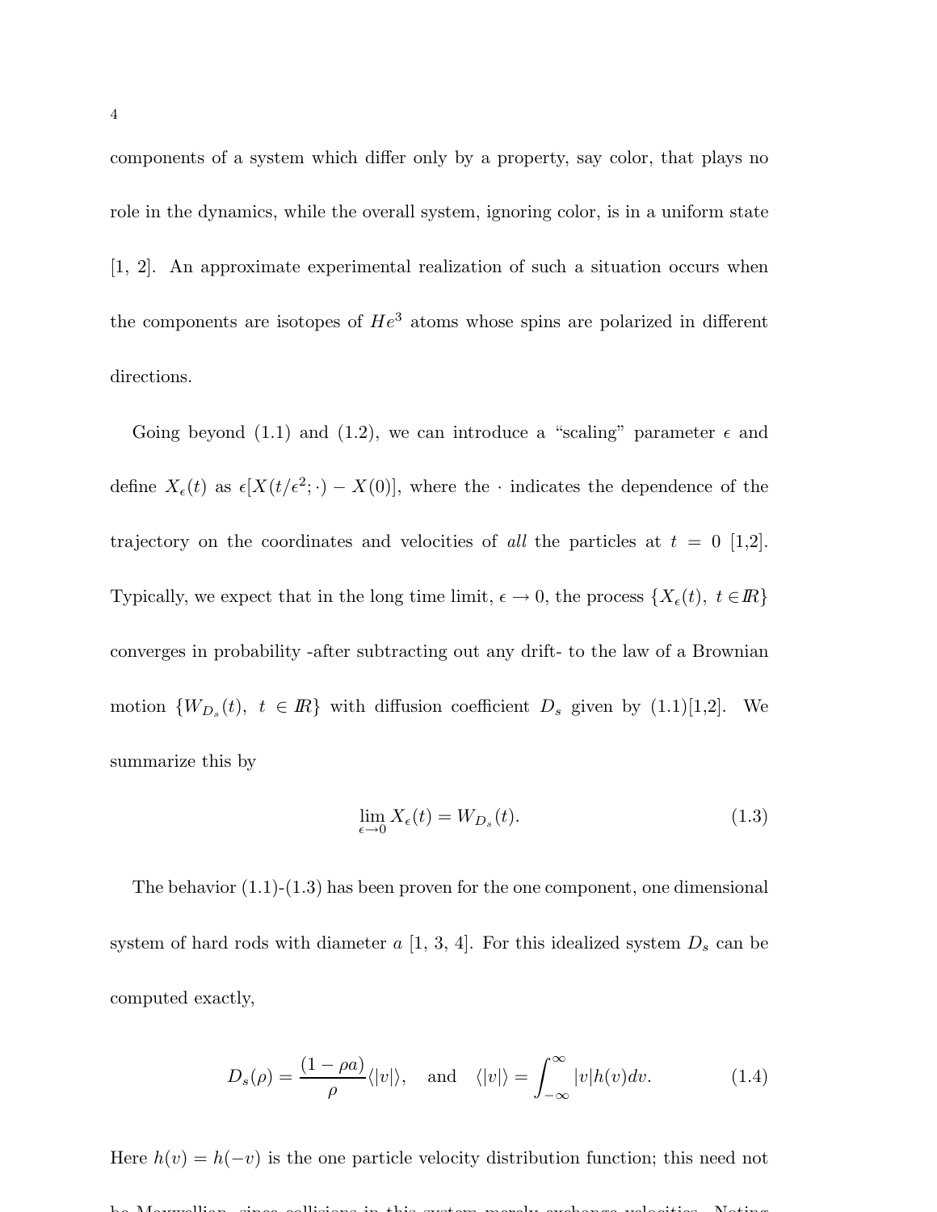components of a system which differ only by a property, say color, that plays no role in the dynamics, while the overall system, ignoring color, is in a uniform state [1, 2]. An approximate experimental realization of such a situation occurs when the components are isotopes of $He^3$ atoms whose spins are polarized in different directions.

Going beyond (1.1) and (1.2), we can introduce a "scaling" parameter $\epsilon$ and define $X_\epsilon(t)$ as $\epsilon[X(t/\epsilon^2; \cdot) - X(0)]$, where the $\cdot$ indicates the dependence of the trajectory on the coordinates and velocities of *all* the particles at $t = 0$ [1,2]. Typically, we expect that in the long time limit, $\epsilon \to 0$, the process $\{X_\epsilon(t),\ t \in I\!R\}$ converges in probability -after subtracting out any drift- to the law of a Brownian motion $\{W_{D_s}(t),\ t \in I\!R\}$ with diffusion coefficient $D_s$ given by (1.1)[1,2]. We summarize this by

$$\lim_{\epsilon \to 0} X_\epsilon(t) = W_{D_s}(t). \tag{1.3}$$

The behavior (1.1)-(1.3) has been proven for the one component, one dimensional system of hard rods with diameter $a$ [1, 3, 4]. For this idealized system $D_s$ can be computed exactly,

$$D_s(\rho) = \frac{(1-\rho a)}{\rho}\langle|v|\rangle, \quad \text{and} \quad \langle|v|\rangle = \int_{-\infty}^{\infty} |v| h(v) dv. \tag{1.4}$$

Here $h(v) = h(-v)$ is the one particle velocity distribution function; this need not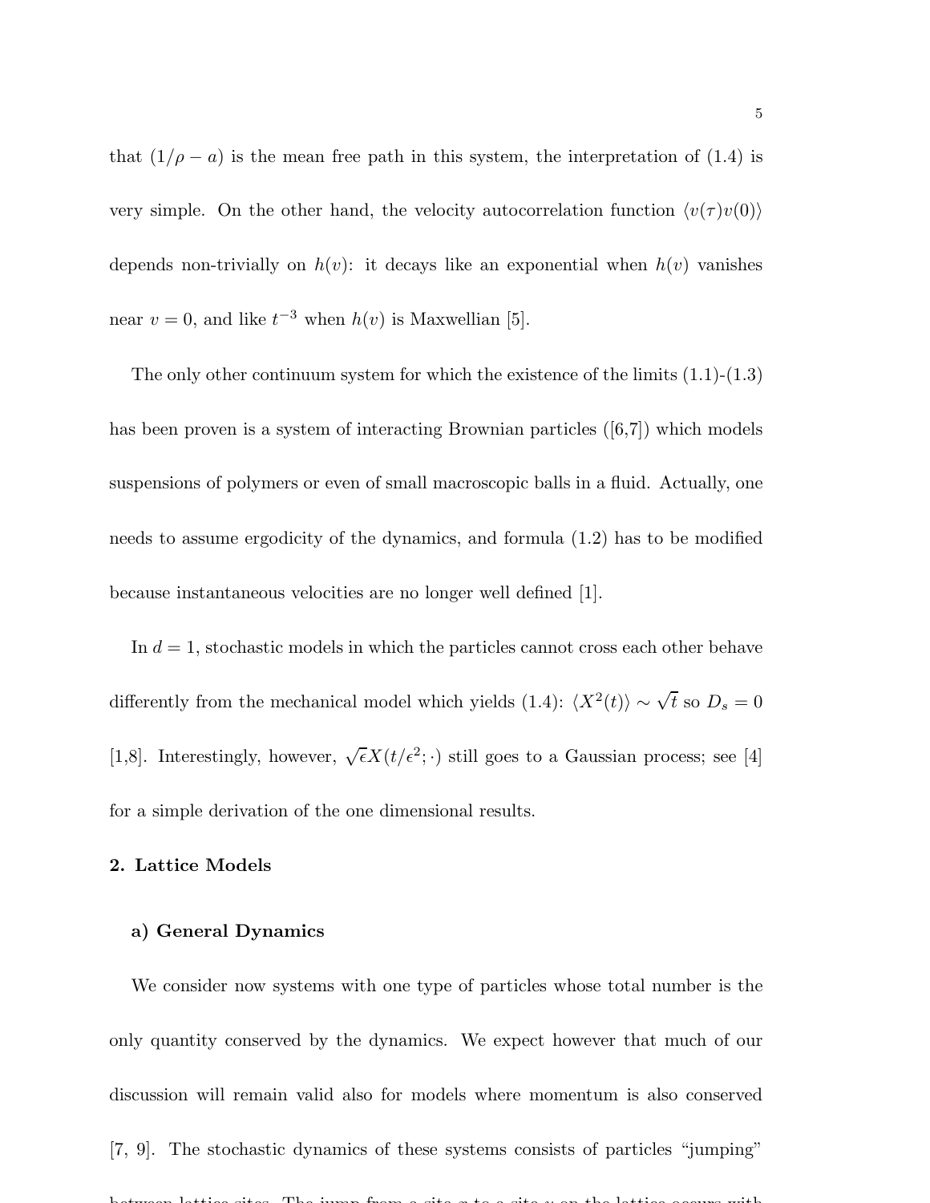that $(1/\rho - a)$ is the mean free path in this system, the interpretation of (1.4) is very simple. On the other hand, the velocity autocorrelation function $\langle v(\tau)v(0)\rangle$ depends non-trivially on $h(v)$: it decays like an exponential when $h(v)$ vanishes near $v = 0$, and like $t^{-3}$ when $h(v)$ is Maxwellian [5].

The only other continuum system for which the existence of the limits (1.1)-(1.3) has been proven is a system of interacting Brownian particles ([6,7]) which models suspensions of polymers or even of small macroscopic balls in a fluid. Actually, one needs to assume ergodicity of the dynamics, and formula (1.2) has to be modified because instantaneous velocities are no longer well defined [1].

In $d = 1$, stochastic models in which the particles cannot cross each other behave differently from the mechanical model which yields (1.4): $\langle X^2(t)\rangle \sim \sqrt{t}$ so $D_s = 0$ [1,8]. Interestingly, however, $\sqrt{\epsilon}X(t/\epsilon^2;\cdot)$ still goes to a Gaussian process; see [4] for a simple derivation of the one dimensional results.

## 2. Lattice Models

### a) General Dynamics

We consider now systems with one type of particles whose total number is the only quantity conserved by the dynamics. We expect however that much of our discussion will remain valid also for models where momentum is also conserved [7, 9]. The stochastic dynamics of these systems consists of particles "jumping" between lattice sites. The jump from a site $x$ to a site $y$ on the lattice occurs with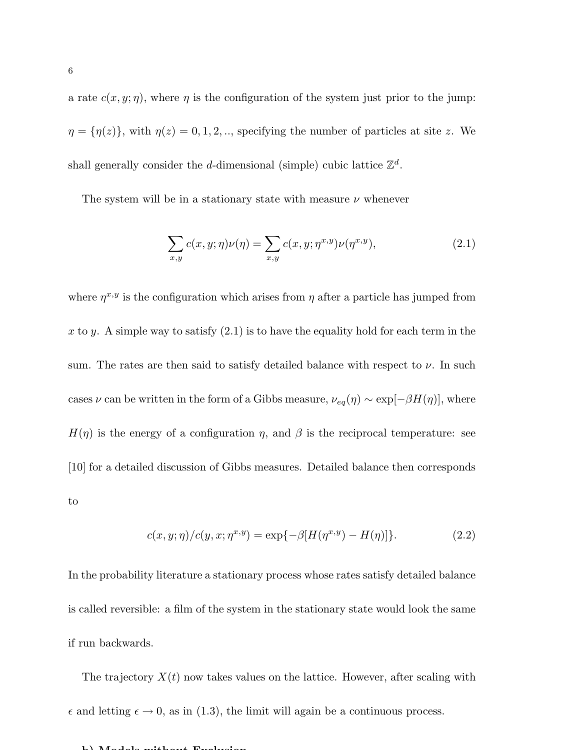a rate $c(x, y; \eta)$, where $\eta$ is the configuration of the system just prior to the jump: $\eta = \{\eta(z)\}$, with $\eta(z) = 0, 1, 2, ..,$ specifying the number of particles at site $z$. We shall generally consider the $d$-dimensional (simple) cubic lattice $\mathbb{Z}^d$.

The system will be in a stationary state with measure $\nu$ whenever

$$\sum_{x,y} c(x, y; \eta)\nu(\eta) = \sum_{x,y} c(x, y; \eta^{x,y})\nu(\eta^{x,y}), \tag{2.1}$$

where $\eta^{x,y}$ is the configuration which arises from $\eta$ after a particle has jumped from $x$ to $y$. A simple way to satisfy (2.1) is to have the equality hold for each term in the sum. The rates are then said to satisfy detailed balance with respect to $\nu$. In such cases $\nu$ can be written in the form of a Gibbs measure, $\nu_{eq}(\eta) \sim \exp[-\beta H(\eta)]$, where $H(\eta)$ is the energy of a configuration $\eta$, and $\beta$ is the reciprocal temperature: see [10] for a detailed discussion of Gibbs measures. Detailed balance then corresponds to

$$c(x, y; \eta)/c(y, x; \eta^{x,y}) = \exp\{-\beta[H(\eta^{x,y}) - H(\eta)]\}. \tag{2.2}$$

In the probability literature a stationary process whose rates satisfy detailed balance is called reversible: a film of the system in the stationary state would look the same if run backwards.

The trajectory $X(t)$ now takes values on the lattice. However, after scaling with $\epsilon$ and letting $\epsilon \to 0$, as in (1.3), the limit will again be a continuous process.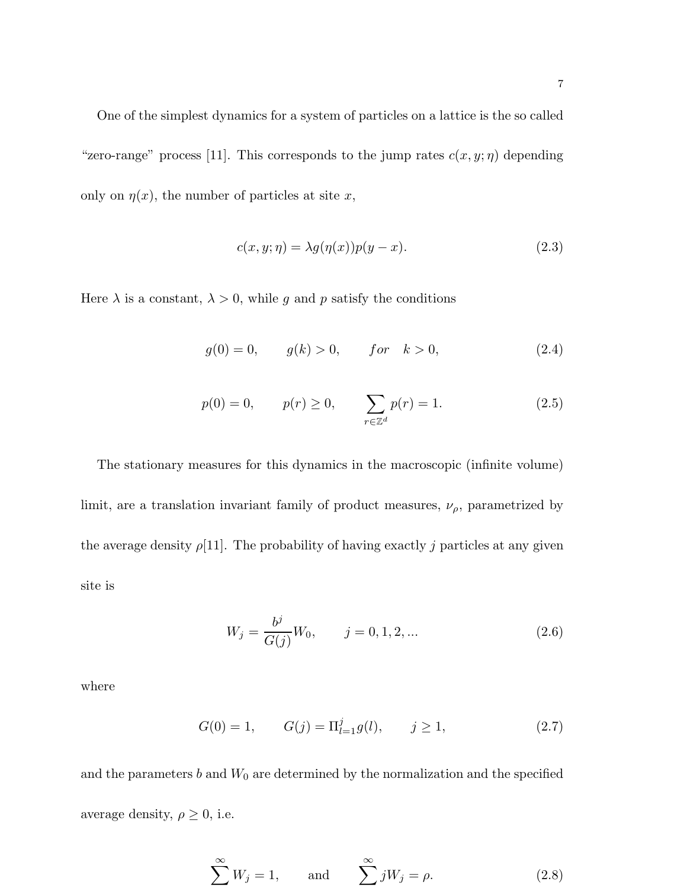One of the simplest dynamics for a system of particles on a lattice is the so called "zero-range" process [11]. This corresponds to the jump rates $c(x, y; \eta)$ depending only on $\eta(x)$, the number of particles at site $x$,

$$c(x, y; \eta) = \lambda g(\eta(x)) p(y - x). \tag{2.3}$$

Here $\lambda$ is a constant, $\lambda > 0$, while $g$ and $p$ satisfy the conditions

$$g(0) = 0, \qquad g(k) > 0, \qquad for \quad k > 0, \tag{2.4}$$

$$p(0) = 0, \qquad p(r) \geq 0, \qquad \sum_{r \in \mathbb{Z}^d} p(r) = 1. \tag{2.5}$$

The stationary measures for this dynamics in the macroscopic (infinite volume) limit, are a translation invariant family of product measures, $\nu_\rho$, parametrized by the average density $\rho$[11]. The probability of having exactly $j$ particles at any given site is

$$W_j = \frac{b^j}{G(j)} W_0, \qquad j = 0, 1, 2, ... \tag{2.6}$$

where

$$G(0) = 1, \qquad G(j) = \Pi_{l=1}^{j} g(l), \qquad j \geq 1, \tag{2.7}$$

and the parameters $b$ and $W_0$ are determined by the normalization and the specified average density, $\rho \geq 0$, i.e.

$$\sum^{\infty} W_j = 1, \qquad \text{and} \qquad \sum^{\infty} j W_j = \rho. \tag{2.8}$$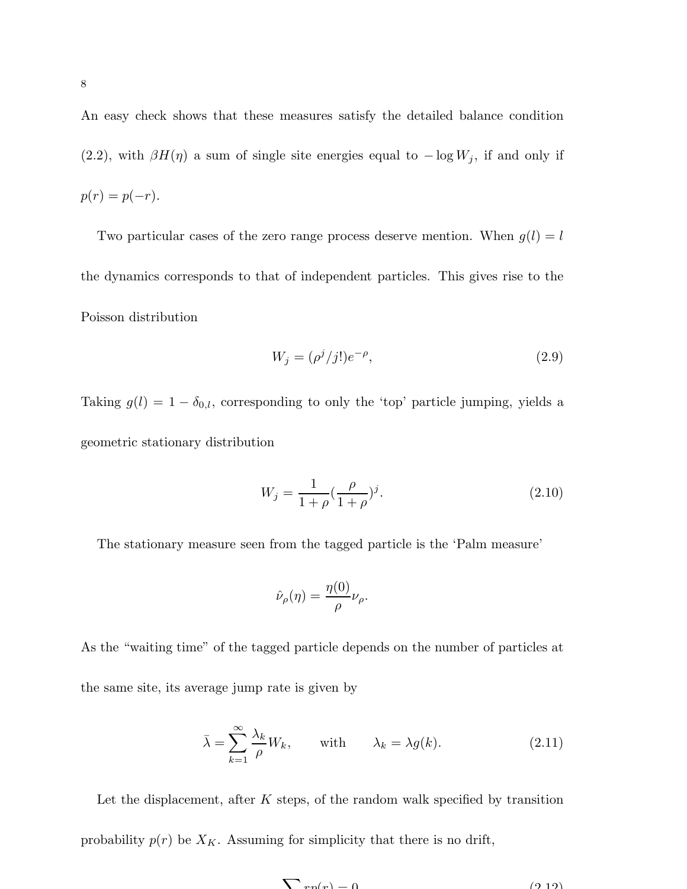An easy check shows that these measures satisfy the detailed balance condition (2.2), with $\beta H(\eta)$ a sum of single site energies equal to $-\log W_j$, if and only if $p(r) = p(-r)$.

Two particular cases of the zero range process deserve mention. When $g(l) = l$ the dynamics corresponds to that of independent particles. This gives rise to the Poisson distribution

$$W_j = (\rho^j/j!)e^{-\rho}, \tag{2.9}$$

Taking $g(l) = 1 - \delta_{0,l}$, corresponding to only the 'top' particle jumping, yields a geometric stationary distribution

$$W_j = \frac{1}{1+\rho}\left(\frac{\rho}{1+\rho}\right)^j. \tag{2.10}$$

The stationary measure seen from the tagged particle is the 'Palm measure'

$$\hat{\nu}_\rho(\eta) = \frac{\eta(0)}{\rho}\nu_\rho.$$

As the "waiting time" of the tagged particle depends on the number of particles at the same site, its average jump rate is given by

$$\bar{\lambda} = \sum_{k=1}^{\infty} \frac{\lambda_k}{\rho} W_k, \qquad \text{with} \qquad \lambda_k = \lambda g(k). \tag{2.11}$$

Let the displacement, after $K$ steps, of the random walk specified by transition probability $p(r)$ be $X_K$. Assuming for simplicity that there is no drift,

$$\sum rp(r) = 0 \tag{2.12}$$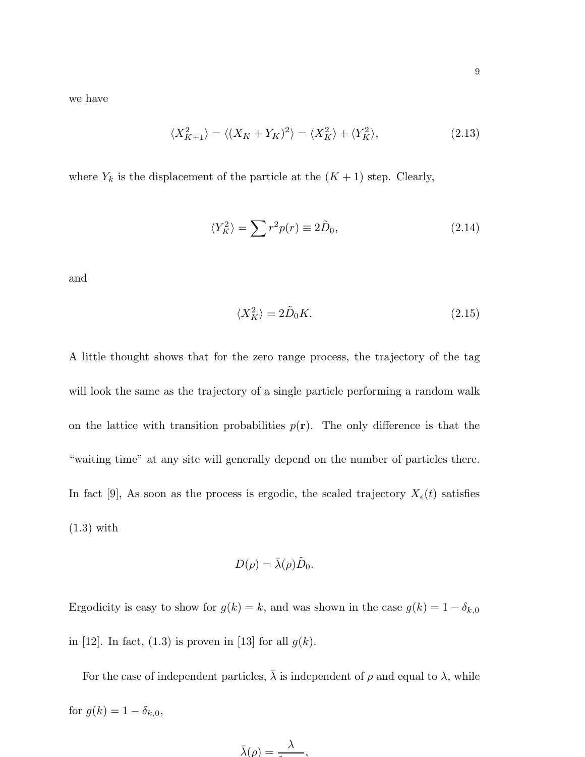we have

$$\langle X_{K+1}^2 \rangle = \langle (X_K + Y_K)^2 \rangle = \langle X_K^2 \rangle + \langle Y_K^2 \rangle, \tag{2.13}$$

where $Y_k$ is the displacement of the particle at the $(K+1)$ step. Clearly,

$$\langle Y_K^2 \rangle = \sum r^2 p(r) \equiv 2\tilde{D}_0, \tag{2.14}$$

and

$$\langle X_K^2 \rangle = 2\tilde{D}_0 K. \tag{2.15}$$

A little thought shows that for the zero range process, the trajectory of the tag will look the same as the trajectory of a single particle performing a random walk on the lattice with transition probabilities $p(\mathbf{r})$. The only difference is that the "waiting time" at any site will generally depend on the number of particles there. In fact [9], As soon as the process is ergodic, the scaled trajectory $X_\epsilon(t)$ satisfies (1.3) with

$$D(\rho) = \bar{\lambda}(\rho)\tilde{D}_0.$$

Ergodicity is easy to show for $g(k) = k$, and was shown in the case $g(k) = 1 - \delta_{k,0}$ in [12]. In fact, (1.3) is proven in [13] for all $g(k)$.

For the case of independent particles, $\bar{\lambda}$ is independent of $\rho$ and equal to $\lambda$, while for $g(k) = 1 - \delta_{k,0}$,

$$\bar{\lambda}(\rho) = \frac{\lambda}{1 \ldots},$$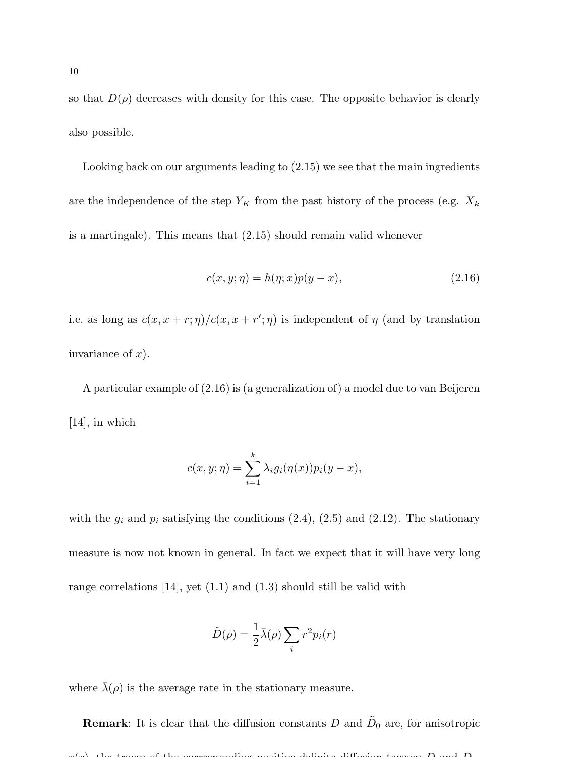so that $D(\rho)$ decreases with density for this case. The opposite behavior is clearly also possible.

Looking back on our arguments leading to (2.15) we see that the main ingredients are the independence of the step $Y_K$ from the past history of the process (e.g. $X_k$ is a martingale). This means that (2.15) should remain valid whenever

$$c(x, y; \eta) = h(\eta; x)p(y - x), \tag{2.16}$$

i.e. as long as $c(x, x + r; \eta)/c(x, x + r'; \eta)$ is independent of $\eta$ (and by translation invariance of $x$).

A particular example of (2.16) is (a generalization of) a model due to van Beijeren [14], in which

$$c(x, y; \eta) = \sum_{i=1}^{k} \lambda_i g_i(\eta(x)) p_i(y - x),$$

with the $g_i$ and $p_i$ satisfying the conditions (2.4), (2.5) and (2.12). The stationary measure is now not known in general. In fact we expect that it will have very long range correlations [14], yet (1.1) and (1.3) should still be valid with

$$\tilde{D}(\rho) = \frac{1}{2}\bar{\lambda}(\rho) \sum_i r^2 p_i(r)$$

where $\bar{\lambda}(\rho)$ is the average rate in the stationary measure.

**Remark**: It is clear that the diffusion constants $D$ and $\tilde{D}_0$ are, for anisotropic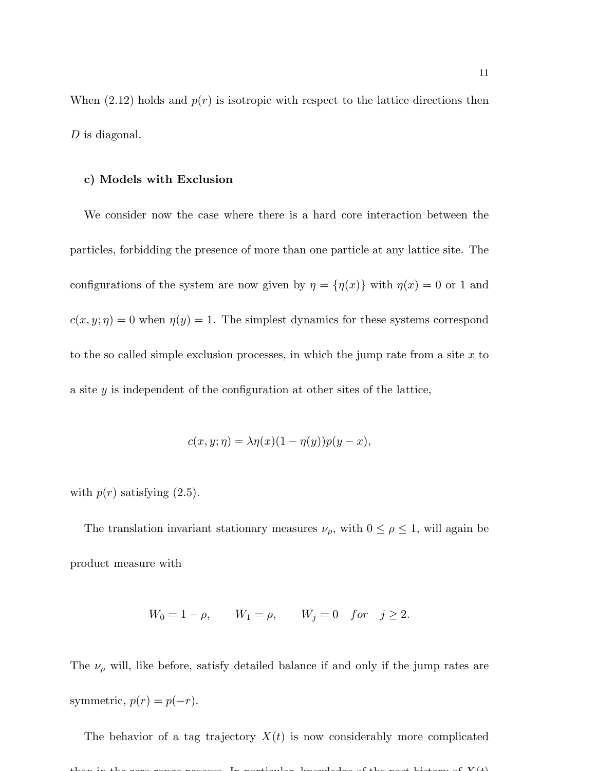When (2.12) holds and $p(r)$ is isotropic with respect to the lattice directions then $D$ is diagonal.

**c) Models with Exclusion**

We consider now the case where there is a hard core interaction between the particles, forbidding the presence of more than one particle at any lattice site. The configurations of the system are now given by $\eta = \{\eta(x)\}$ with $\eta(x) = 0$ or 1 and $c(x, y; \eta) = 0$ when $\eta(y) = 1$. The simplest dynamics for these systems correspond to the so called simple exclusion processes, in which the jump rate from a site $x$ to a site $y$ is independent of the configuration at other sites of the lattice,

$$c(x, y; \eta) = \lambda \eta(x)(1 - \eta(y))p(y - x),$$

with $p(r)$ satisfying (2.5).

The translation invariant stationary measures $\nu_\rho$, with $0 \leq \rho \leq 1$, will again be product measure with

$$W_0 = 1 - \rho, \qquad W_1 = \rho, \qquad W_j = 0 \quad for \quad j \geq 2.$$

The $\nu_\rho$ will, like before, satisfy detailed balance if and only if the jump rates are symmetric, $p(r) = p(-r)$.

The behavior of a tag trajectory $X(t)$ is now considerably more complicated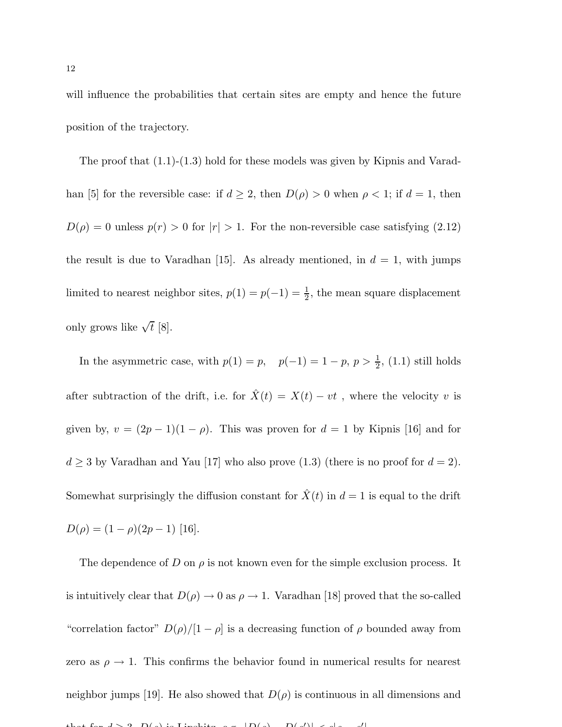will influence the probabilities that certain sites are empty and hence the future position of the trajectory.

The proof that (1.1)-(1.3) hold for these models was given by Kipnis and Varadhan [5] for the reversible case: if $d \geq 2$, then $D(\rho) > 0$ when $\rho < 1$; if $d = 1$, then $D(\rho) = 0$ unless $p(r) > 0$ for $|r| > 1$. For the non-reversible case satisfying (2.12) the result is due to Varadhan [15]. As already mentioned, in $d = 1$, with jumps limited to nearest neighbor sites, $p(1) = p(-1) = \frac{1}{2}$, the mean square displacement only grows like $\sqrt{t}$ [8].

In the asymmetric case, with $p(1) = p, \quad p(-1) = 1 - p$, $p > \frac{1}{2}$, (1.1) still holds after subtraction of the drift, i.e. for $\hat{X}(t) = X(t) - vt$ , where the velocity $v$ is given by, $v = (2p-1)(1-\rho)$. This was proven for $d = 1$ by Kipnis [16] and for $d \geq 3$ by Varadhan and Yau [17] who also prove (1.3) (there is no proof for $d = 2$). Somewhat surprisingly the diffusion constant for $\hat{X}(t)$ in $d = 1$ is equal to the drift $D(\rho) = (1-\rho)(2p-1)$ [16].

The dependence of $D$ on $\rho$ is not known even for the simple exclusion process. It is intuitively clear that $D(\rho) \to 0$ as $\rho \to 1$. Varadhan [18] proved that the so-called "correlation factor" $D(\rho)/[1-\rho]$ is a decreasing function of $\rho$ bounded away from zero as $\rho \to 1$. This confirms the behavior found in numerical results for nearest neighbor jumps [19]. He also showed that $D(\rho)$ is continuous in all dimensions and that for $d \geq 3$, $D(\rho)$ is Lipshitz, e.g. $|D(\rho) - D(\rho')| \leq c|\rho - \rho'|$.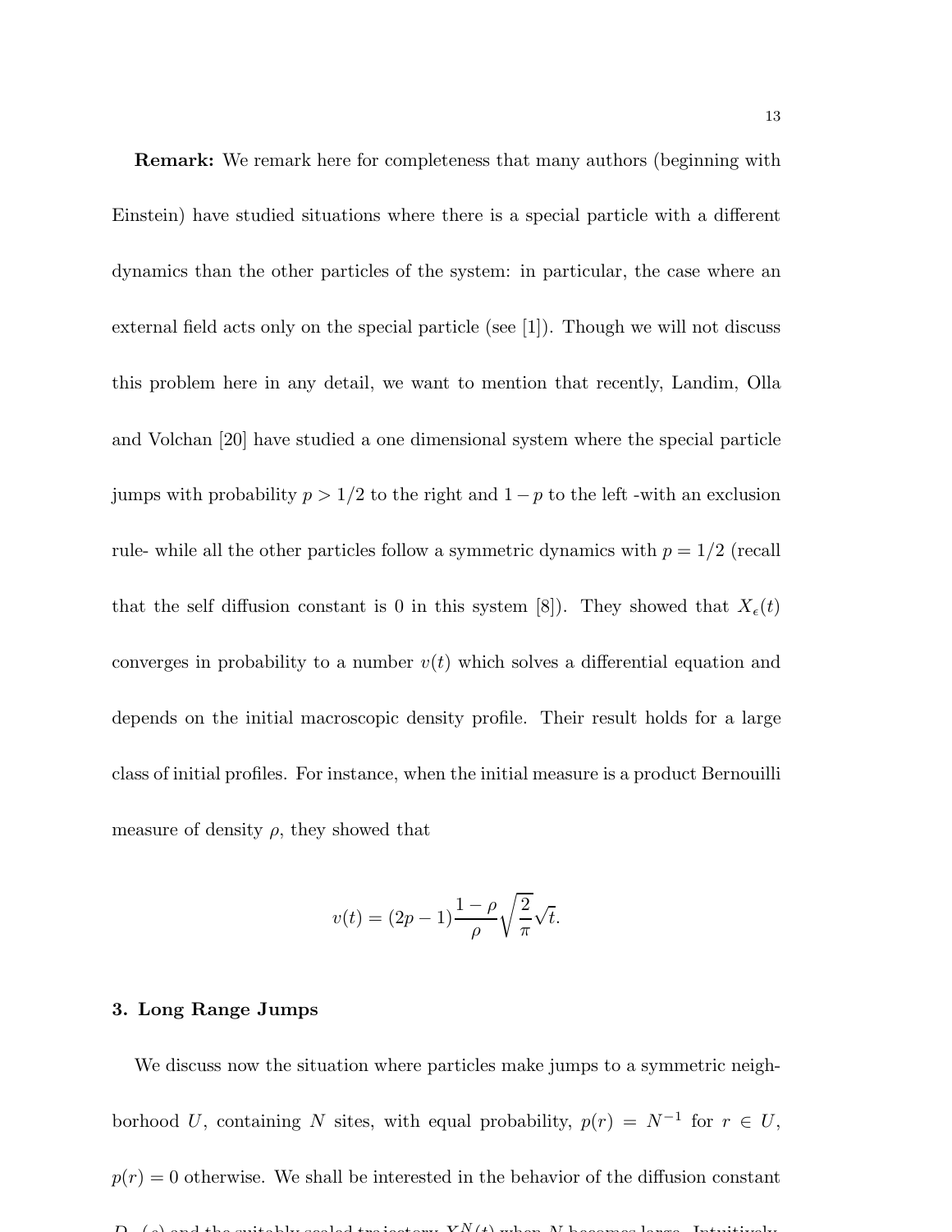**Remark:** We remark here for completeness that many authors (beginning with Einstein) have studied situations where there is a special particle with a different dynamics than the other particles of the system: in particular, the case where an external field acts only on the special particle (see [1]). Though we will not discuss this problem here in any detail, we want to mention that recently, Landim, Olla and Volchan [20] have studied a one dimensional system where the special particle jumps with probability $p > 1/2$ to the right and $1-p$ to the left -with an exclusion rule- while all the other particles follow a symmetric dynamics with $p = 1/2$ (recall that the self diffusion constant is 0 in this system [8]). They showed that $X_\epsilon(t)$ converges in probability to a number $v(t)$ which solves a differential equation and depends on the initial macroscopic density profile. Their result holds for a large class of initial profiles. For instance, when the initial measure is a product Bernouilli measure of density $\rho$, they showed that

$$v(t) = (2p-1)\frac{1-\rho}{\rho}\sqrt{\frac{2}{\pi}}\sqrt{t}.$$

**3. Long Range Jumps**

We discuss now the situation where particles make jumps to a symmetric neighborhood $U$, containing $N$ sites, with equal probability, $p(r) = N^{-1}$ for $r \in U$, $p(r) = 0$ otherwise. We shall be interested in the behavior of the diffusion constant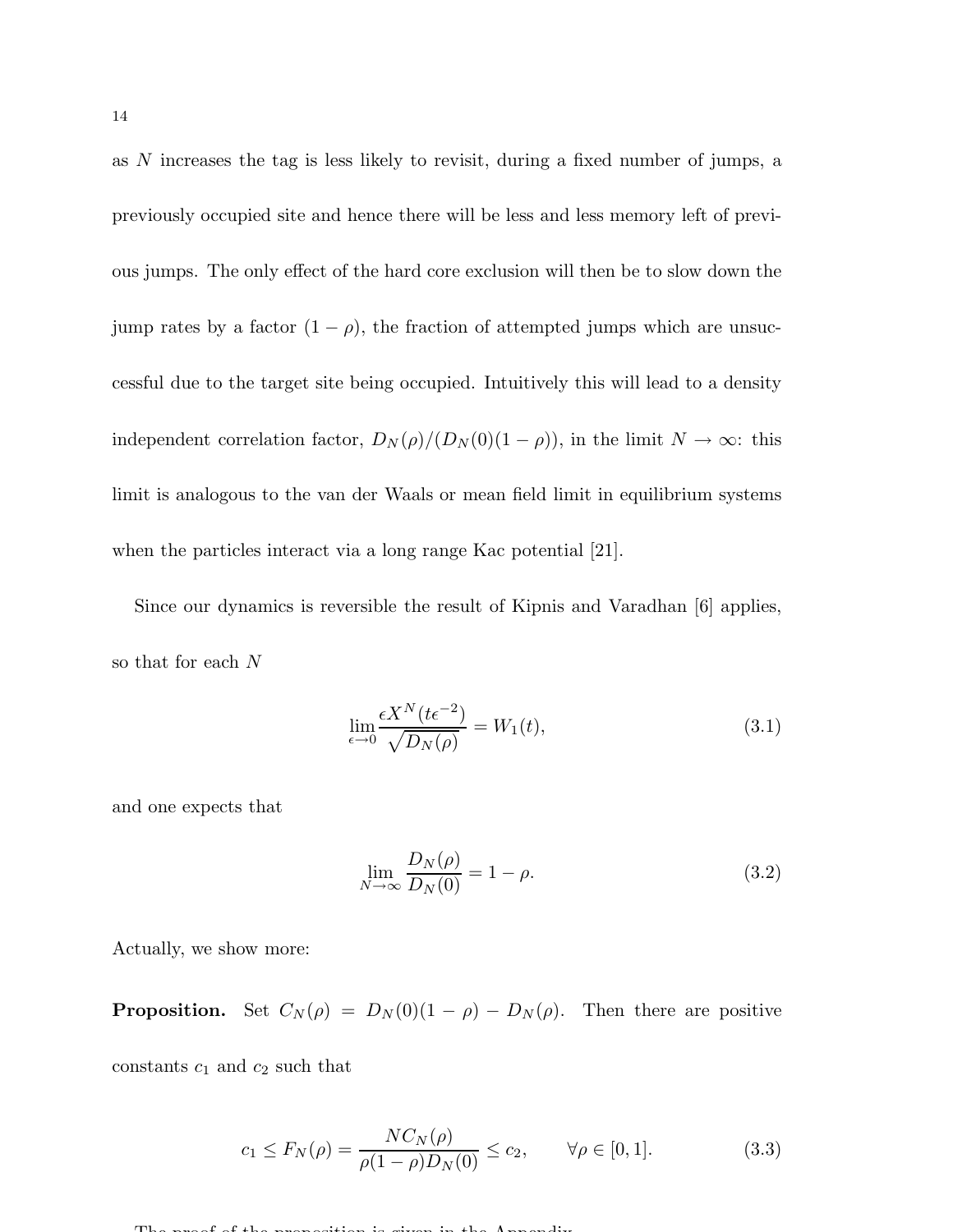as $N$ increases the tag is less likely to revisit, during a fixed number of jumps, a previously occupied site and hence there will be less and less memory left of previous jumps. The only effect of the hard core exclusion will then be to slow down the jump rates by a factor $(1-\rho)$, the fraction of attempted jumps which are unsuccessful due to the target site being occupied. Intuitively this will lead to a density independent correlation factor, $D_N(\rho)/(D_N(0)(1-\rho))$, in the limit $N \to \infty$: this limit is analogous to the van der Waals or mean field limit in equilibrium systems when the particles interact via a long range Kac potential [21].

Since our dynamics is reversible the result of Kipnis and Varadhan [6] applies, so that for each $N$

$$\lim_{\epsilon \to 0} \frac{\epsilon X^N(t\epsilon^{-2})}{\sqrt{D_N(\rho)}} = W_1(t), \tag{3.1}$$

and one expects that

$$\lim_{N \to \infty} \frac{D_N(\rho)}{D_N(0)} = 1 - \rho. \tag{3.2}$$

Actually, we show more:

**Proposition.** Set $C_N(\rho) = D_N(0)(1-\rho) - D_N(\rho)$. Then there are positive constants $c_1$ and $c_2$ such that

$$c_1 \leq F_N(\rho) = \frac{N C_N(\rho)}{\rho(1-\rho)D_N(0)} \leq c_2, \qquad \forall \rho \in [0,1]. \tag{3.3}$$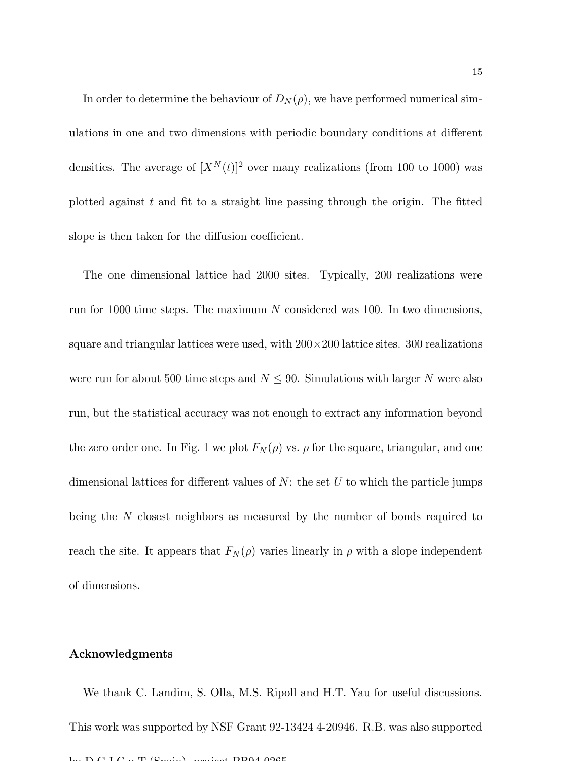In order to determine the behaviour of $D_N(\rho)$, we have performed numerical simulations in one and two dimensions with periodic boundary conditions at different densities. The average of $[X^N(t)]^2$ over many realizations (from 100 to 1000) was plotted against $t$ and fit to a straight line passing through the origin. The fitted slope is then taken for the diffusion coefficient.

The one dimensional lattice had 2000 sites. Typically, 200 realizations were run for 1000 time steps. The maximum $N$ considered was 100. In two dimensions, square and triangular lattices were used, with $200 \times 200$ lattice sites. 300 realizations were run for about 500 time steps and $N \leq 90$. Simulations with larger $N$ were also run, but the statistical accuracy was not enough to extract any information beyond the zero order one. In Fig. 1 we plot $F_N(\rho)$ vs. $\rho$ for the square, triangular, and one dimensional lattices for different values of $N$: the set $U$ to which the particle jumps being the $N$ closest neighbors as measured by the number of bonds required to reach the site. It appears that $F_N(\rho)$ varies linearly in $\rho$ with a slope independent of dimensions.

## Acknowledgments

We thank C. Landim, S. Olla, M.S. Ripoll and H.T. Yau for useful discussions. This work was supported by NSF Grant 92-13424 4-20946. R.B. was also supported by D.G.I.C.y.T (Spain), project PB94-0265.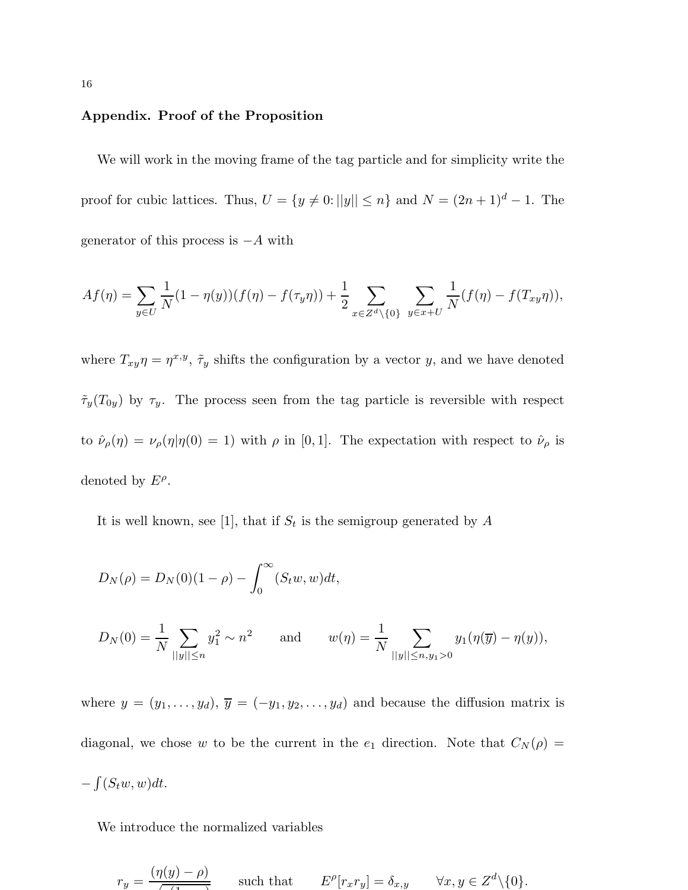## Appendix. Proof of the Proposition

We will work in the moving frame of the tag particle and for simplicity write the proof for cubic lattices. Thus, $U = \{y \neq 0 \colon ||y|| \leq n\}$ and $N = (2n+1)^d - 1$. The generator of this process is $-A$ with

$$Af(\eta) = \sum_{y \in U} \frac{1}{N}(1-\eta(y))(f(\eta) - f(\tau_y \eta)) + \frac{1}{2} \sum_{x \in Z^d \setminus \{0\}} \sum_{y \in x+U} \frac{1}{N}(f(\eta) - f(T_{xy}\eta)),$$

where $T_{xy}\eta = \eta^{x,y}$, $\tilde{\tau}_y$ shifts the configuration by a vector $y$, and we have denoted $\tilde{\tau}_y(T_{0y})$ by $\tau_y$. The process seen from the tag particle is reversible with respect to $\hat{\nu}_\rho(\eta) = \nu_\rho(\eta|\eta(0) = 1)$ with $\rho$ in $[0,1]$. The expectation with respect to $\hat{\nu}_\rho$ is denoted by $E^\rho$.

It is well known, see [1], that if $S_t$ is the semigroup generated by $A$

$$D_N(\rho) = D_N(0)(1-\rho) - \int_0^\infty (S_t w, w) dt,$$

$$D_N(0) = \frac{1}{N} \sum_{||y|| \leq n} y_1^2 \sim n^2 \qquad \text{and} \qquad w(\eta) = \frac{1}{N} \sum_{||y|| \leq n, y_1 > 0} y_1(\eta(\overline{y}) - \eta(y)),$$

where $y = (y_1, \ldots, y_d)$, $\overline{y} = (-y_1, y_2, \ldots, y_d)$ and because the diffusion matrix is diagonal, we chose $w$ to be the current in the $e_1$ direction. Note that $C_N(\rho) = -\int (S_t w, w) dt$.

We introduce the normalized variables

$$r_y = \frac{(\eta(y) - \rho)}{\sqrt{\rho(1-\rho)}} \qquad \text{such that} \qquad E^\rho[r_x r_y] = \delta_{x,y} \qquad \forall x, y \in Z^d \setminus \{0\}.$$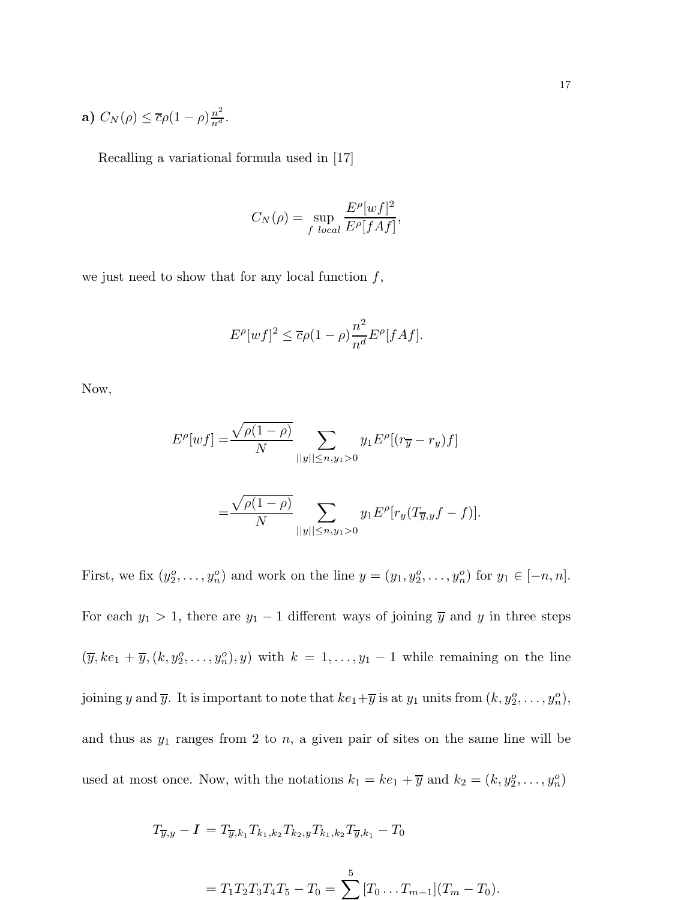**a)** $C_N(\rho) \leq \overline{c}\rho(1-\rho)\frac{n^2}{n^d}$.

Recalling a variational formula used in [17]

$$C_N(\rho) = \sup_{f \ local} \frac{E^\rho[wf]^2}{E^\rho[fAf]},$$

we just need to show that for any local function $f$,

$$E^\rho[wf]^2 \leq \overline{c}\rho(1-\rho)\frac{n^2}{n^d}E^\rho[fAf].$$

Now,

$$E^\rho[wf] = \frac{\sqrt{\rho(1-\rho)}}{N} \sum_{||y|| \leq n, y_1 > 0} y_1 E^\rho[(r_{\overline{y}} - r_y)f]$$

$$= \frac{\sqrt{\rho(1-\rho)}}{N} \sum_{||y|| \leq n, y_1 > 0} y_1 E^\rho[r_y(T_{\overline{y},y}f - f)].$$

First, we fix $(y_2^o, \ldots, y_n^o)$ and work on the line $y = (y_1, y_2^o, \ldots, y_n^o)$ for $y_1 \in [-n, n]$. For each $y_1 > 1$, there are $y_1 - 1$ different ways of joining $\overline{y}$ and $y$ in three steps $(\overline{y}, ke_1 + \overline{y}, (k, y_2^o, \ldots, y_n^o), y)$ with $k = 1, \ldots, y_1 - 1$ while remaining on the line joining $y$ and $\overline{y}$. It is important to note that $ke_1 + \overline{y}$ is at $y_1$ units from $(k, y_2^o, \ldots, y_n^o)$, and thus as $y_1$ ranges from 2 to $n$, a given pair of sites on the same line will be used at most once. Now, with the notations $k_1 = ke_1 + \overline{y}$ and $k_2 = (k, y_2^o, \ldots, y_n^o)$

$$T_{\overline{y},y} - \boldsymbol{I} = T_{\overline{y},k_1}T_{k_1,k_2}T_{k_2,y}T_{k_1,k_2}T_{\overline{y},k_1} - T_0$$

$$= T_1T_2T_3T_4T_5 - T_0 = \sum^5 [T_0 \ldots T_{m-1}](T_m - T_0).$$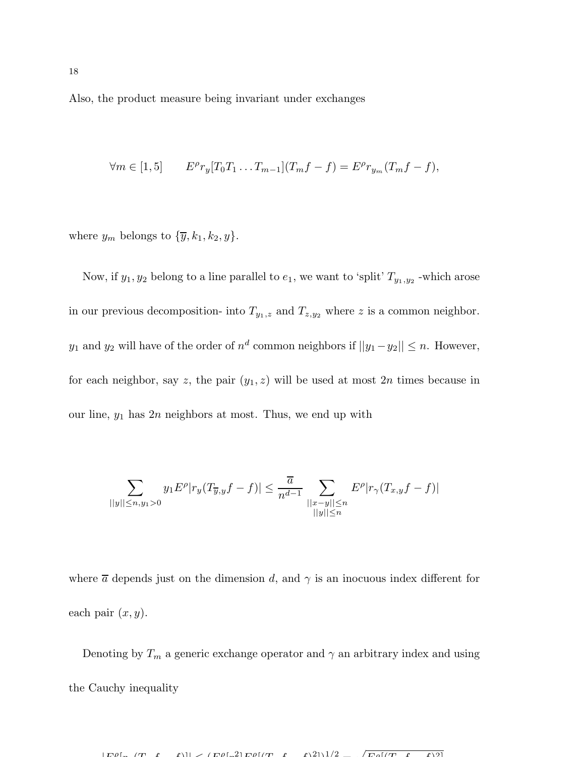Also, the product measure being invariant under exchanges

$$\forall m \in [1,5] \qquad E^\rho r_y[T_0 T_1 \dots T_{m-1}](T_m f - f) = E^\rho r_{y_m}(T_m f - f),$$

where $y_m$ belongs to $\{\overline{y}, k_1, k_2, y\}$.

Now, if $y_1, y_2$ belong to a line parallel to $e_1$, we want to 'split' $T_{y_1,y_2}$ -which arose in our previous decomposition- into $T_{y_1,z}$ and $T_{z,y_2}$ where $z$ is a common neighbor. $y_1$ and $y_2$ will have of the order of $n^d$ common neighbors if $||y_1 - y_2|| \leq n$. However, for each neighbor, say $z$, the pair $(y_1, z)$ will be used at most $2n$ times because in our line, $y_1$ has $2n$ neighbors at most. Thus, we end up with

$$\sum_{||y|| \leq n, y_1 > 0} y_1 E^\rho |r_y (T_{\overline{y},y} f - f)| \leq \frac{\overline{a}}{n^{d-1}} \sum_{\substack{||x-y|| \leq n \\ ||y|| \leq n}} E^\rho |r_\gamma (T_{x,y} f - f)|$$

where $\overline{a}$ depends just on the dimension $d$, and $\gamma$ is an inocuous index different for each pair $(x, y)$.

Denoting by $T_m$ a generic exchange operator and $\gamma$ an arbitrary index and using the Cauchy inequality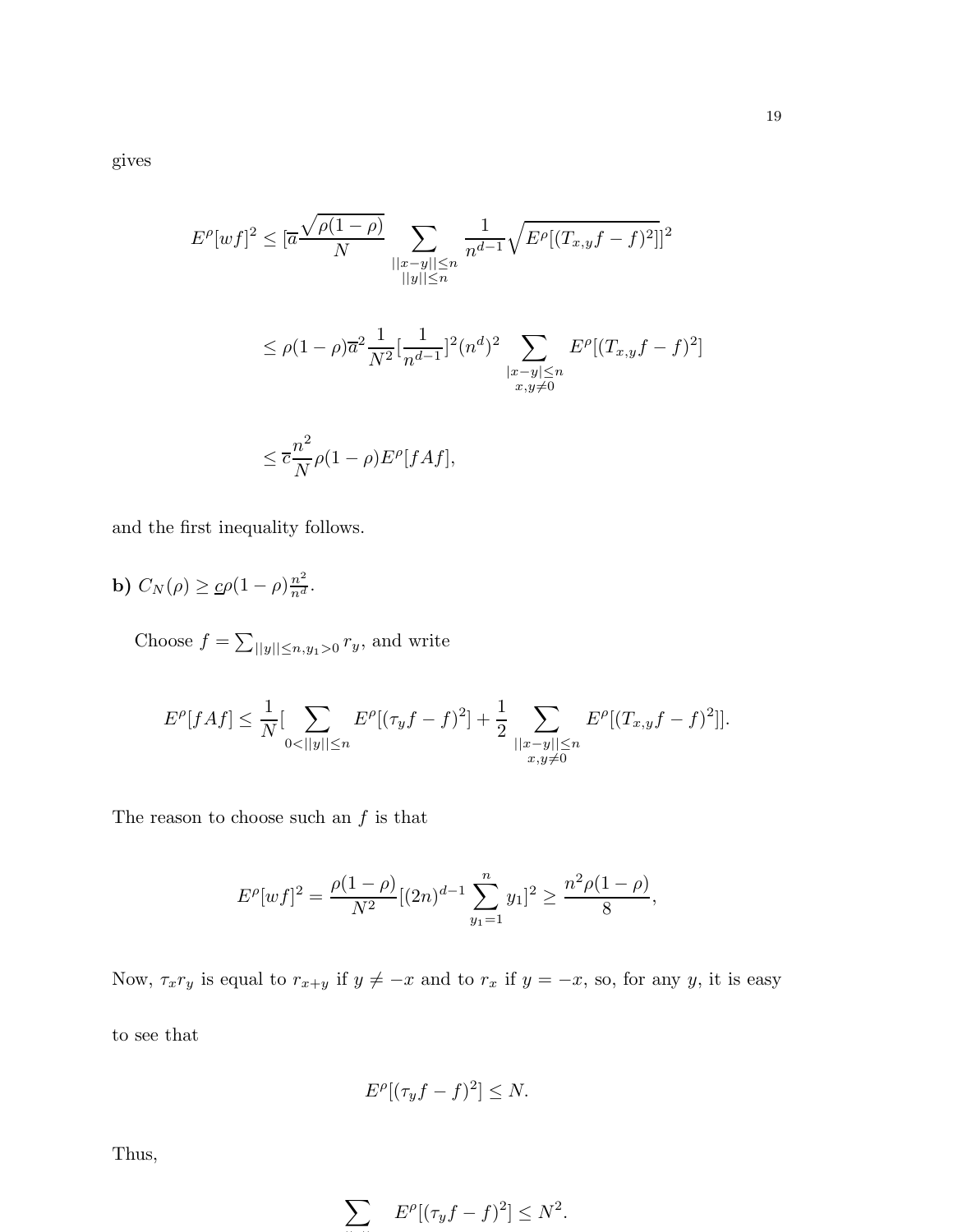gives

$$E^\rho[wf]^2 \le [\overline{a}\frac{\sqrt{\rho(1-\rho)}}{N}\sum_{\substack{||x-y||\le n\\ ||y||\le n}}\frac{1}{n^{d-1}}\sqrt{E^\rho[(T_{x,y}f-f)^2]}]^2$$

$$\le \rho(1-\rho)\overline{a}^2\frac{1}{N^2}[\frac{1}{n^{d-1}}]^2(n^d)^2\sum_{\substack{|x-y|\le n\\ x,y\neq 0}}E^\rho[(T_{x,y}f-f)^2]$$

$$\le \overline{c}\frac{n^2}{N}\rho(1-\rho)E^\rho[fAf],$$

and the first inequality follows.

**b)** $C_N(\rho) \ge \underline{c}\rho(1-\rho)\frac{n^2}{n^d}$.

Choose $f = \sum_{||y||\le n, y_1>0} r_y$, and write

$$E^\rho[fAf] \le \frac{1}{N}[\sum_{0<||y||\le n}E^\rho[(\tau_y f-f)^2] + \frac{1}{2}\sum_{\substack{||x-y||\le n\\ x,y\neq 0}}E^\rho[(T_{x,y}f-f)^2]].$$

The reason to choose such an $f$ is that

$$E^\rho[wf]^2 = \frac{\rho(1-\rho)}{N^2}[(2n)^{d-1}\sum_{y_1=1}^{n}y_1]^2 \ge \frac{n^2\rho(1-\rho)}{8},$$

Now, $\tau_x r_y$ is equal to $r_{x+y}$ if $y\neq -x$ and to $r_x$ if $y=-x$, so, for any $y$, it is easy to see that

$$E^\rho[(\tau_y f-f)^2] \le N.$$

Thus,

$$\sum_{||y||} E^\rho[(\tau_y f-f)^2] \le N^2.$$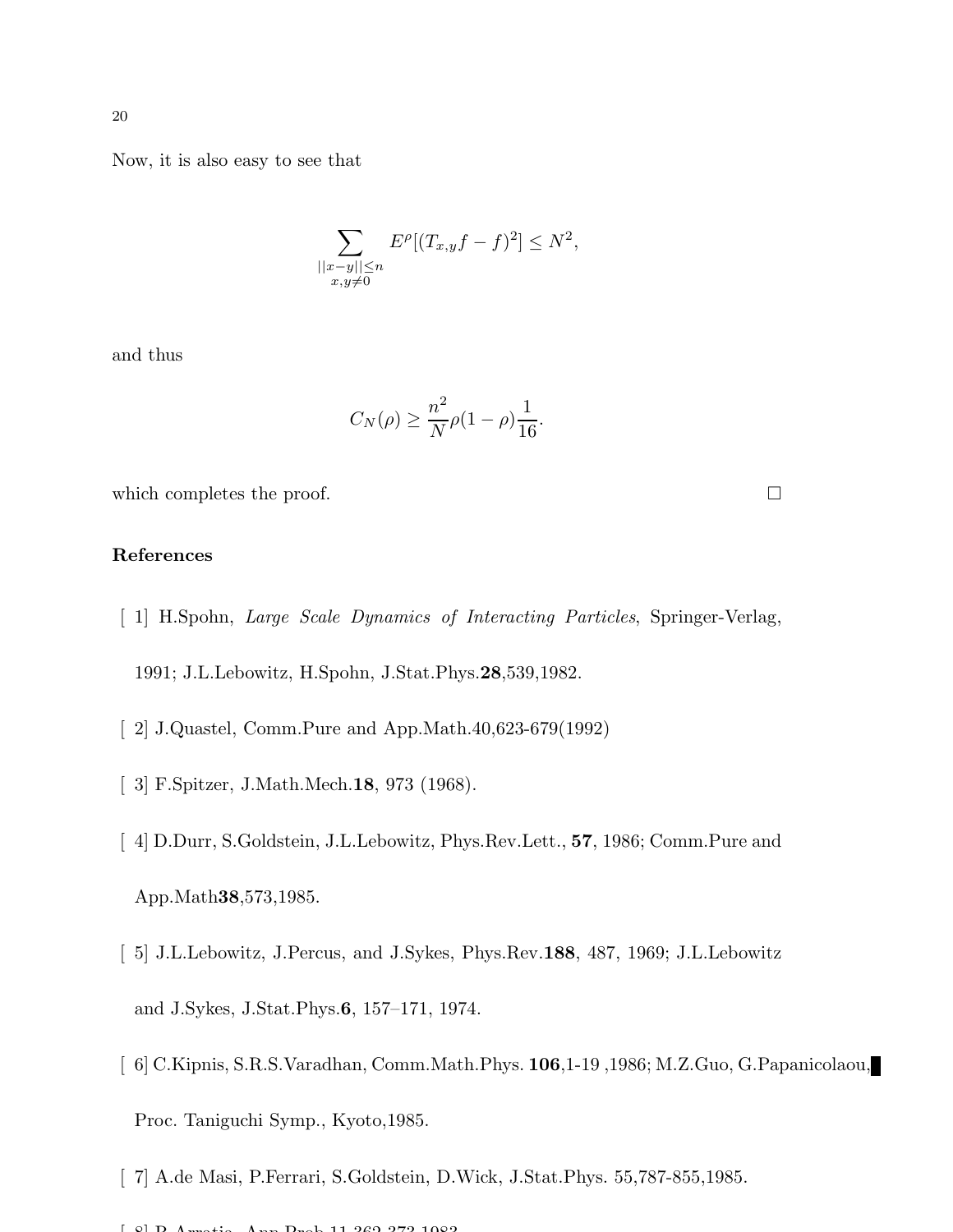Now, it is also easy to see that

$$\sum_{\substack{||x-y||\leq n \\ x,y\neq 0}} E^{\rho}[(T_{x,y}f-f)^2] \leq N^2,$$

and thus

$$C_N(\rho) \geq \frac{n^2}{N}\rho(1-\rho)\frac{1}{16}.$$

which completes the proof. □

## References

[ 1] H.Spohn, *Large Scale Dynamics of Interacting Particles*, Springer-Verlag, 1991; J.L.Lebowitz, H.Spohn, J.Stat.Phys.**28**,539,1982.

[ 2] J.Quastel, Comm.Pure and App.Math.40,623-679(1992)

[ 3] F.Spitzer, J.Math.Mech.**18**, 973 (1968).

[ 4] D.Durr, S.Goldstein, J.L.Lebowitz, Phys.Rev.Lett., **57**, 1986; Comm.Pure and App.Math**38**,573,1985.

[ 5] J.L.Lebowitz, J.Percus, and J.Sykes, Phys.Rev.**188**, 487, 1969; J.L.Lebowitz and J.Sykes, J.Stat.Phys.**6**, 157–171, 1974.

[ 6] C.Kipnis, S.R.S.Varadhan, Comm.Math.Phys. **106**,1-19 ,1986; M.Z.Guo, G.Papanicolaou, Proc. Taniguchi Symp., Kyoto,1985.

[ 7] A.de Masi, P.Ferrari, S.Goldstein, D.Wick, J.Stat.Phys. 55,787-855,1985.

[ 8] R.Arratia, Ann.Prob.11,362-373,1983.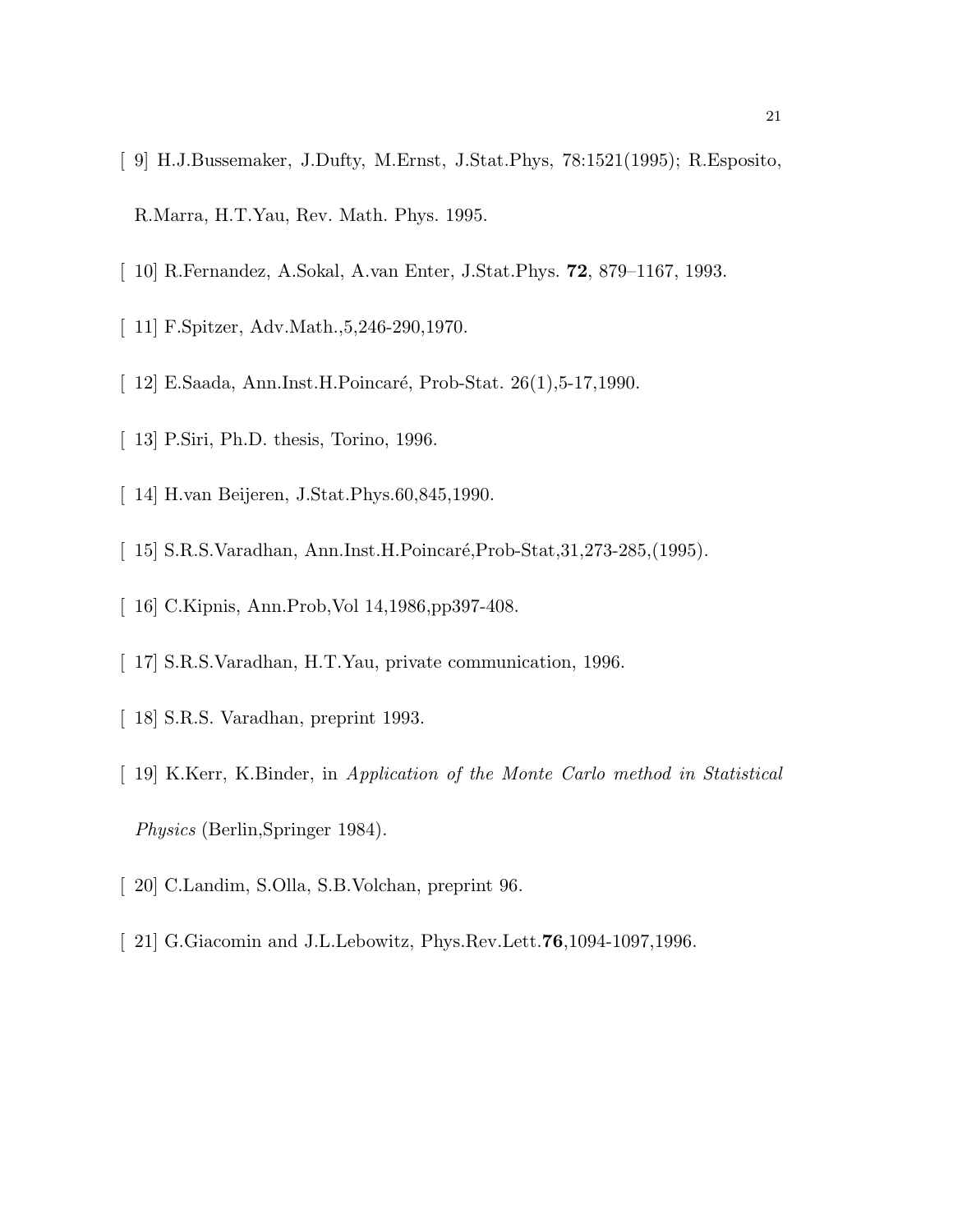[ 9] H.J.Bussemaker, J.Dufty, M.Ernst, J.Stat.Phys, 78:1521(1995); R.Esposito, R.Marra, H.T.Yau, Rev. Math. Phys. 1995.

[ 10] R.Fernandez, A.Sokal, A.van Enter, J.Stat.Phys. **72**, 879–1167, 1993.

[ 11] F.Spitzer, Adv.Math.,5,246-290,1970.

[ 12] E.Saada, Ann.Inst.H.Poincaré, Prob-Stat. 26(1),5-17,1990.

[ 13] P.Siri, Ph.D. thesis, Torino, 1996.

[ 14] H.van Beijeren, J.Stat.Phys.60,845,1990.

[ 15] S.R.S.Varadhan, Ann.Inst.H.Poincaré,Prob-Stat,31,273-285,(1995).

[ 16] C.Kipnis, Ann.Prob,Vol 14,1986,pp397-408.

[ 17] S.R.S.Varadhan, H.T.Yau, private communication, 1996.

[ 18] S.R.S. Varadhan, preprint 1993.

[ 19] K.Kerr, K.Binder, in *Application of the Monte Carlo method in Statistical Physics* (Berlin,Springer 1984).

[ 20] C.Landim, S.Olla, S.B.Volchan, preprint 96.

[ 21] G.Giacomin and J.L.Lebowitz, Phys.Rev.Lett.**76**,1094-1097,1996.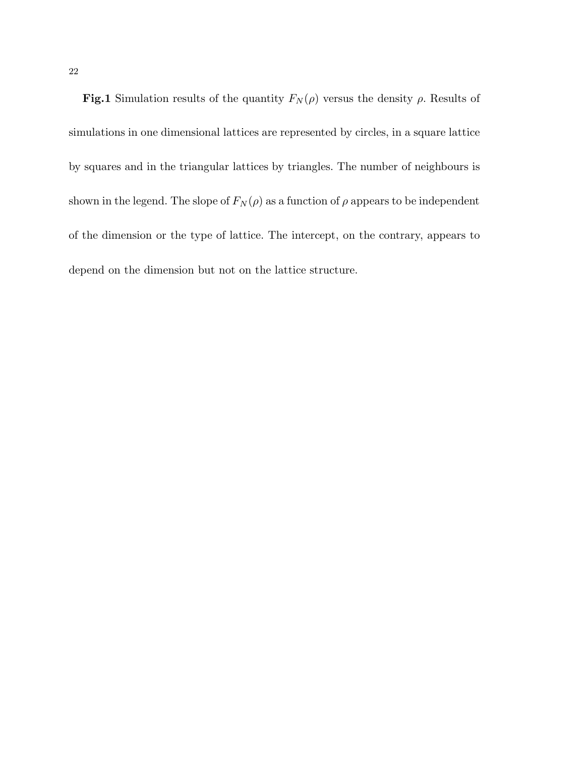**Fig.1** Simulation results of the quantity $F_N(\rho)$ versus the density $\rho$. Results of simulations in one dimensional lattices are represented by circles, in a square lattice by squares and in the triangular lattices by triangles. The number of neighbours is shown in the legend. The slope of $F_N(\rho)$ as a function of $\rho$ appears to be independent of the dimension or the type of lattice. The intercept, on the contrary, appears to depend on the dimension but not on the lattice structure.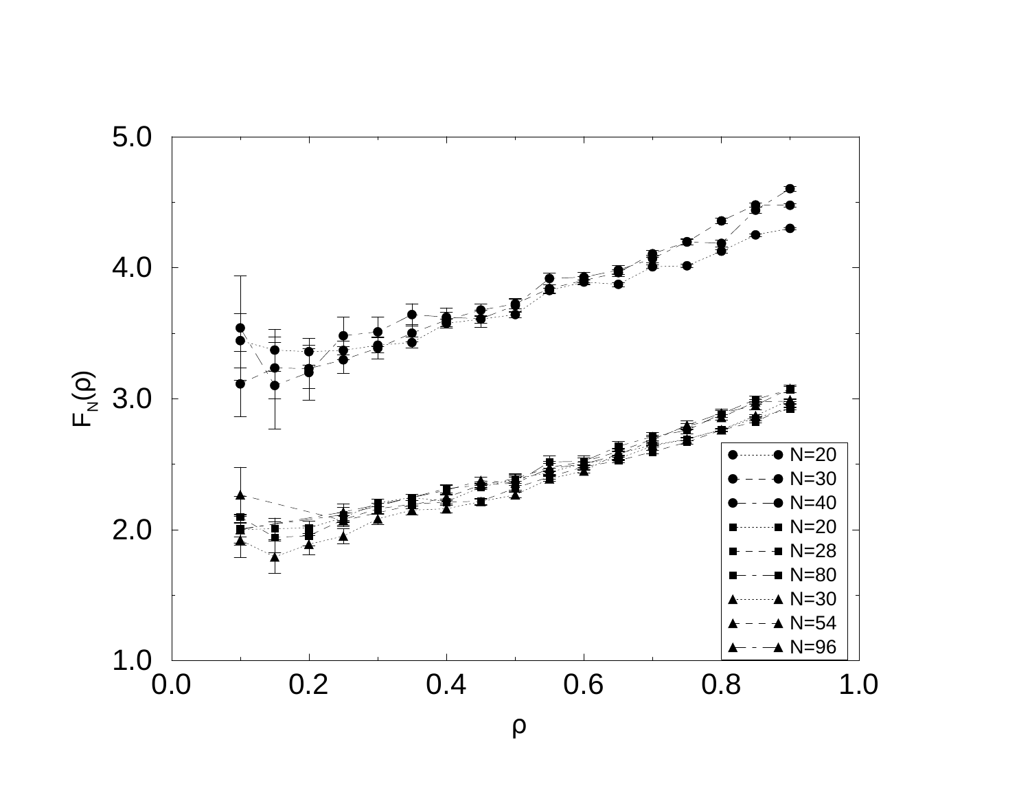5.0

4.0

3.0

2.0

1.0

0.0

0.2

0.4

0.6

0.8

1.0

$F_N(\rho)$

$\rho$

N=20

N=30

N=40

N=20

N=28

N=80

N=30

N=54

N=96